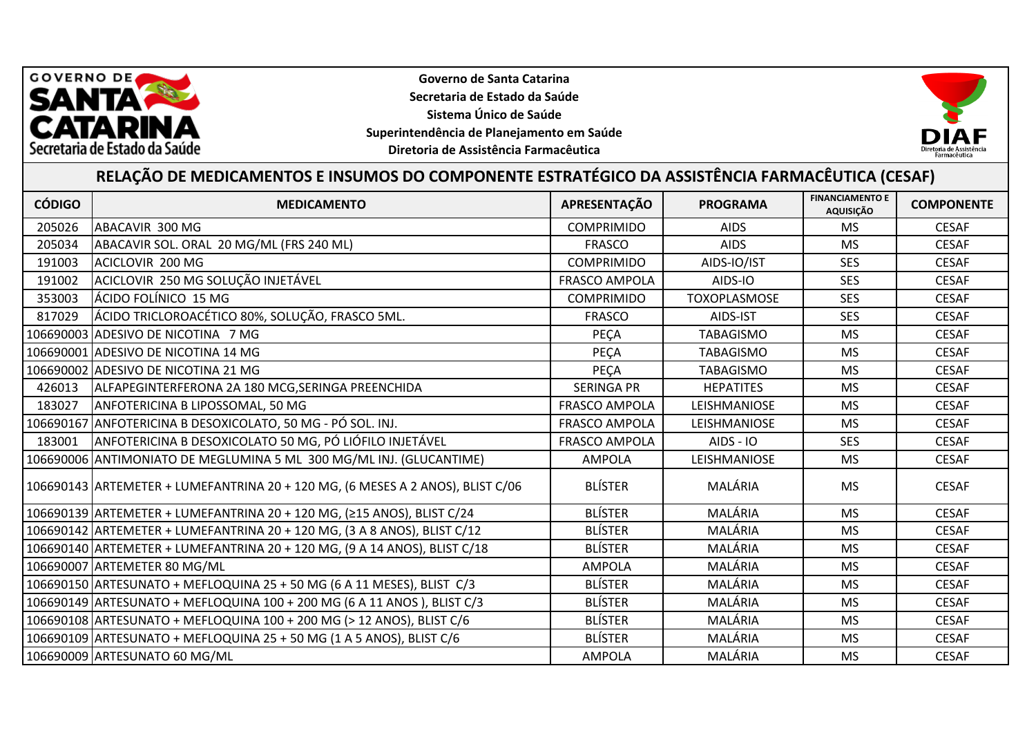Governo de Santa Catarina
Secretaria de Estado da Saúde
Sistema Único de Saúde
Superintendência de Planejamento em Saúde
Diretoria de Assistência Farmacêutica

## RELAÇÃO DE MEDICAMENTOS E INSUMOS DO COMPONENTE ESTRATÉGICO DA ASSISTÊNCIA FARMACÊUTICA (CESAF)

| CÓDIGO | MEDICAMENTO | APRESENTAÇÃO | PROGRAMA | FINANCIAMENTO E AQUISIÇÃO | COMPONENTE |
|---|---|---|---|---|---|
| 205026 | ABACAVIR 300 MG | COMPRIMIDO | AIDS | MS | CESAF |
| 205034 | ABACAVIR SOL. ORAL 20 MG/ML (FRS 240 ML) | FRASCO | AIDS | MS | CESAF |
| 191003 | ACICLOVIR 200 MG | COMPRIMIDO | AIDS-IO/IST | SES | CESAF |
| 191002 | ACICLOVIR 250 MG SOLUÇÃO INJETÁVEL | FRASCO AMPOLA | AIDS-IO | SES | CESAF |
| 353003 | ÁCIDO FOLÍNICO 15 MG | COMPRIMIDO | TOXOPLASMOSE | SES | CESAF |
| 817029 | ÁCIDO TRICLOROACÉTICO 80%, SOLUÇÃO, FRASCO 5ML. | FRASCO | AIDS-IST | SES | CESAF |
| 106690003 | ADESIVO DE NICOTINA 7 MG | PEÇA | TABAGISMO | MS | CESAF |
| 106690001 | ADESIVO DE NICOTINA 14 MG | PEÇA | TABAGISMO | MS | CESAF |
| 106690002 | ADESIVO DE NICOTINA 21 MG | PEÇA | TABAGISMO | MS | CESAF |
| 426013 | ALFAPEGINTERFERONA 2A 180 MCG,SERINGA PREENCHIDA | SERINGA PR | HEPATITES | MS | CESAF |
| 183027 | ANFOTERICINA B LIPOSSOMAL, 50 MG | FRASCO AMPOLA | LEISHMANIOSE | MS | CESAF |
| 106690167 | ANFOTERICINA B DESOXICOLATO, 50 MG - PÓ SOL. INJ. | FRASCO AMPOLA | LEISHMANIOSE | MS | CESAF |
| 183001 | ANFOTERICINA B DESOXICOLATO 50 MG, PÓ LIÓFILO INJETÁVEL | FRASCO AMPOLA | AIDS - IO | SES | CESAF |
| 106690006 | ANTIMONIATO DE MEGLUMINA 5 ML 300 MG/ML INJ. (GLUCANTIME) | AMPOLA | LEISHMANIOSE | MS | CESAF |
| 106690143 | ARTEMETER + LUMEFANTRINA 20 + 120 MG, (6 MESES A 2 ANOS), BLIST C/06 | BLÍSTER | MALÁRIA | MS | CESAF |
| 106690139 | ARTEMETER + LUMEFANTRINA 20 + 120 MG, (≥15 ANOS), BLIST C/24 | BLÍSTER | MALÁRIA | MS | CESAF |
| 106690142 | ARTEMETER + LUMEFANTRINA 20 + 120 MG, (3 A 8 ANOS), BLIST C/12 | BLÍSTER | MALÁRIA | MS | CESAF |
| 106690140 | ARTEMETER + LUMEFANTRINA 20 + 120 MG, (9 A 14 ANOS), BLIST C/18 | BLÍSTER | MALÁRIA | MS | CESAF |
| 106690007 | ARTEMETER 80 MG/ML | AMPOLA | MALÁRIA | MS | CESAF |
| 106690150 | ARTESUNATO + MEFLOQUINA 25 + 50 MG (6 A 11 MESES), BLIST C/3 | BLÍSTER | MALÁRIA | MS | CESAF |
| 106690149 | ARTESUNATO + MEFLOQUINA 100 + 200 MG (6 A 11 ANOS ), BLIST C/3 | BLÍSTER | MALÁRIA | MS | CESAF |
| 106690108 | ARTESUNATO + MEFLOQUINA 100 + 200 MG (> 12 ANOS), BLIST C/6 | BLÍSTER | MALÁRIA | MS | CESAF |
| 106690109 | ARTESUNATO + MEFLOQUINA 25 + 50 MG (1 A 5 ANOS), BLIST C/6 | BLÍSTER | MALÁRIA | MS | CESAF |
| 106690009 | ARTESUNATO 60 MG/ML | AMPOLA | MALÁRIA | MS | CESAF |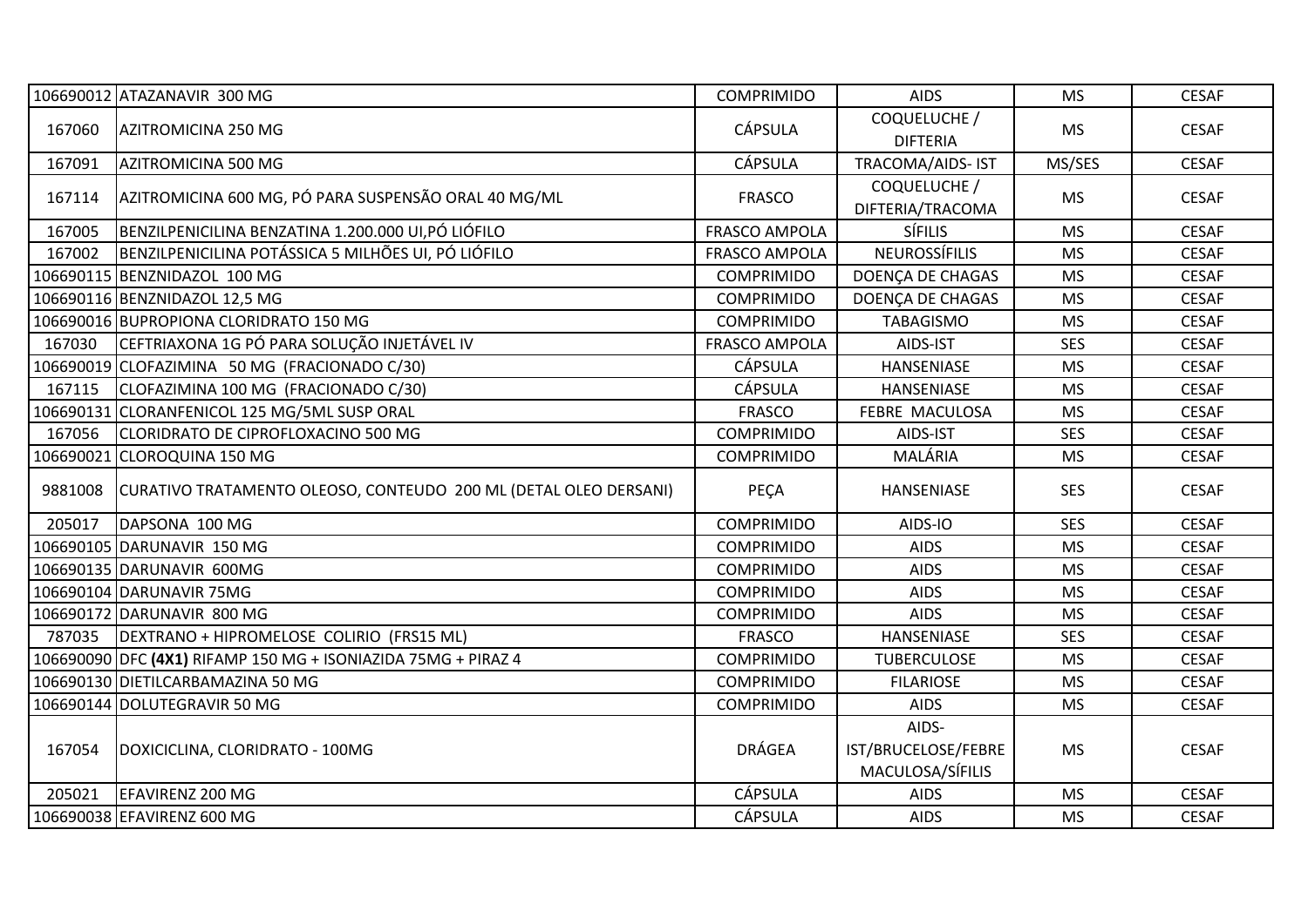| | | | | | |
|---|---|---|---|---|---|
| 106690012 | ATAZANAVIR 300 MG | COMPRIMIDO | AIDS | MS | CESAF |
| 167060 | AZITROMICINA 250 MG | CÁPSULA | COQUELUCHE / DIFTERIA | MS | CESAF |
| 167091 | AZITROMICINA 500 MG | CÁPSULA | TRACOMA/AIDS- IST | MS/SES | CESAF |
| 167114 | AZITROMICINA 600 MG, PÓ PARA SUSPENSÃO ORAL 40 MG/ML | FRASCO | COQUELUCHE / DIFTERIA/TRACOMA | MS | CESAF |
| 167005 | BENZILPENICILINA BENZATINA 1.200.000 UI,PÓ LIÓFILO | FRASCO AMPOLA | SÍFILIS | MS | CESAF |
| 167002 | BENZILPENICILINA POTÁSSICA 5 MILHÕES UI, PÓ LIÓFILO | FRASCO AMPOLA | NEUROSSÍFILIS | MS | CESAF |
| 106690115 | BENZNIDAZOL 100 MG | COMPRIMIDO | DOENÇA DE CHAGAS | MS | CESAF |
| 106690116 | BENZNIDAZOL 12,5 MG | COMPRIMIDO | DOENÇA DE CHAGAS | MS | CESAF |
| 106690016 | BUPROPIONA CLORIDRATO 150 MG | COMPRIMIDO | TABAGISMO | MS | CESAF |
| 167030 | CEFTRIAXONA 1G PÓ PARA SOLUÇÃO INJETÁVEL IV | FRASCO AMPOLA | AIDS-IST | SES | CESAF |
| 106690019 | CLOFAZIMINA 50 MG (FRACIONADO C/30) | CÁPSULA | HANSENIASE | MS | CESAF |
| 167115 | CLOFAZIMINA 100 MG (FRACIONADO C/30) | CÁPSULA | HANSENIASE | MS | CESAF |
| 106690131 | CLORANFENICOL 125 MG/5ML SUSP ORAL | FRASCO | FEBRE MACULOSA | MS | CESAF |
| 167056 | CLORIDRATO DE CIPROFLOXACINO 500 MG | COMPRIMIDO | AIDS-IST | SES | CESAF |
| 106690021 | CLOROQUINA 150 MG | COMPRIMIDO | MALÁRIA | MS | CESAF |
| 9881008 | CURATIVO TRATAMENTO OLEOSO, CONTEUDO 200 ML (DETAL OLEO DERSANI) | PEÇA | HANSENIASE | SES | CESAF |
| 205017 | DAPSONA 100 MG | COMPRIMIDO | AIDS-IO | SES | CESAF |
| 106690105 | DARUNAVIR 150 MG | COMPRIMIDO | AIDS | MS | CESAF |
| 106690135 | DARUNAVIR 600MG | COMPRIMIDO | AIDS | MS | CESAF |
| 106690104 | DARUNAVIR 75MG | COMPRIMIDO | AIDS | MS | CESAF |
| 106690172 | DARUNAVIR 800 MG | COMPRIMIDO | AIDS | MS | CESAF |
| 787035 | DEXTRANO + HIPROMELOSE COLIRIO (FRS15 ML) | FRASCO | HANSENIASE | SES | CESAF |
| 106690090 | DFC **(4X1)** RIFAMP 150 MG + ISONIAZIDA 75MG + PIRAZ 4 | COMPRIMIDO | TUBERCULOSE | MS | CESAF |
| 106690130 | DIETILCARBAMAZINA 50 MG | COMPRIMIDO | FILARIOSE | MS | CESAF |
| 106690144 | DOLUTEGRAVIR 50 MG | COMPRIMIDO | AIDS | MS | CESAF |
| 167054 | DOXICICLINA, CLORIDRATO - 100MG | DRÁGEA | AIDS-IST/BRUCELOSE/FEBRE MACULOSA/SÍFILIS | MS | CESAF |
| 205021 | EFAVIRENZ 200 MG | CÁPSULA | AIDS | MS | CESAF |
| 106690038 | EFAVIRENZ 600 MG | CÁPSULA | AIDS | MS | CESAF |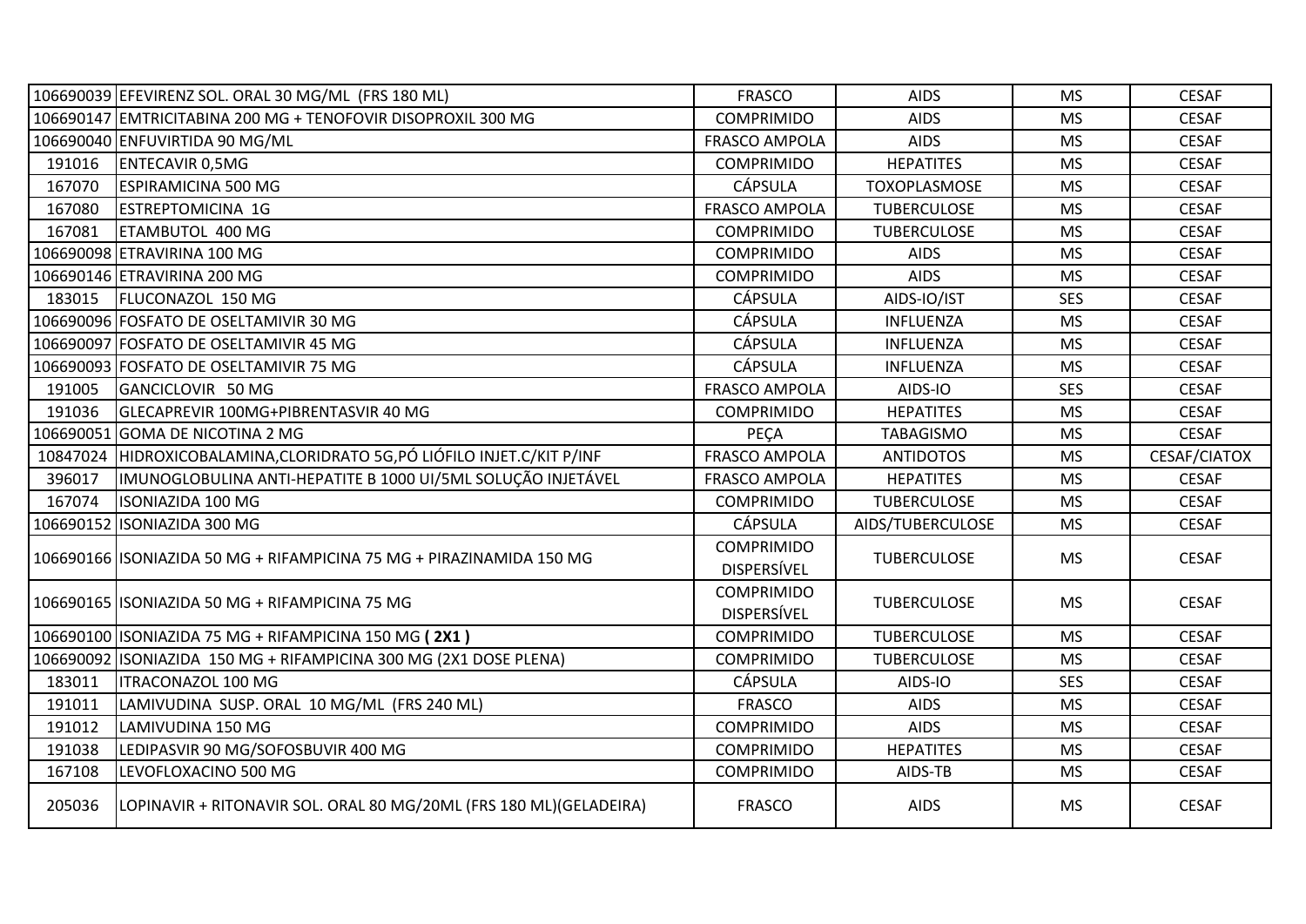| | | | | | |
|---|---|---|---|---|---|
| 106690039 | EFEVIRENZ SOL. ORAL 30 MG/ML (FRS 180 ML) | FRASCO | AIDS | MS | CESAF |
| 106690147 | EMTRICITABINA 200 MG + TENOFOVIR DISOPROXIL 300 MG | COMPRIMIDO | AIDS | MS | CESAF |
| 106690040 | ENFUVIRTIDA 90 MG/ML | FRASCO AMPOLA | AIDS | MS | CESAF |
| 191016 | ENTECAVIR 0,5MG | COMPRIMIDO | HEPATITES | MS | CESAF |
| 167070 | ESPIRAMICINA 500 MG | CÁPSULA | TOXOPLASMOSE | MS | CESAF |
| 167080 | ESTREPTOMICINA 1G | FRASCO AMPOLA | TUBERCULOSE | MS | CESAF |
| 167081 | ETAMBUTOL 400 MG | COMPRIMIDO | TUBERCULOSE | MS | CESAF |
| 106690098 | ETRAVIRINA 100 MG | COMPRIMIDO | AIDS | MS | CESAF |
| 106690146 | ETRAVIRINA 200 MG | COMPRIMIDO | AIDS | MS | CESAF |
| 183015 | FLUCONAZOL 150 MG | CÁPSULA | AIDS-IO/IST | SES | CESAF |
| 106690096 | FOSFATO DE OSELTAMIVIR 30 MG | CÁPSULA | INFLUENZA | MS | CESAF |
| 106690097 | FOSFATO DE OSELTAMIVIR 45 MG | CÁPSULA | INFLUENZA | MS | CESAF |
| 106690093 | FOSFATO DE OSELTAMIVIR 75 MG | CÁPSULA | INFLUENZA | MS | CESAF |
| 191005 | GANCICLOVIR 50 MG | FRASCO AMPOLA | AIDS-IO | SES | CESAF |
| 191036 | GLECAPREVIR 100MG+PIBRENTASVIR 40 MG | COMPRIMIDO | HEPATITES | MS | CESAF |
| 106690051 | GOMA DE NICOTINA 2 MG | PEÇA | TABAGISMO | MS | CESAF |
| 10847024 | HIDROXICOBALAMINA,CLORIDRATO 5G,PÓ LIÓFILO INJET.C/KIT P/INF | FRASCO AMPOLA | ANTIDOTOS | MS | CESAF/CIATOX |
| 396017 | IMUNOGLOBULINA ANTI-HEPATITE B 1000 UI/5ML SOLUÇÃO INJETÁVEL | FRASCO AMPOLA | HEPATITES | MS | CESAF |
| 167074 | ISONIAZIDA 100 MG | COMPRIMIDO | TUBERCULOSE | MS | CESAF |
| 106690152 | ISONIAZIDA 300 MG | CÁPSULA | AIDS/TUBERCULOSE | MS | CESAF |
| 106690166 | ISONIAZIDA 50 MG + RIFAMPICINA 75 MG + PIRAZINAMIDA 150 MG | COMPRIMIDO DISPERSÍVEL | TUBERCULOSE | MS | CESAF |
| 106690165 | ISONIAZIDA 50 MG + RIFAMPICINA 75 MG | COMPRIMIDO DISPERSÍVEL | TUBERCULOSE | MS | CESAF |
| 106690100 | ISONIAZIDA 75 MG + RIFAMPICINA 150 MG **( 2X1 )** | COMPRIMIDO | TUBERCULOSE | MS | CESAF |
| 106690092 | ISONIAZIDA 150 MG + RIFAMPICINA 300 MG (2X1 DOSE PLENA) | COMPRIMIDO | TUBERCULOSE | MS | CESAF |
| 183011 | ITRACONAZOL 100 MG | CÁPSULA | AIDS-IO | SES | CESAF |
| 191011 | LAMIVUDINA SUSP. ORAL 10 MG/ML (FRS 240 ML) | FRASCO | AIDS | MS | CESAF |
| 191012 | LAMIVUDINA 150 MG | COMPRIMIDO | AIDS | MS | CESAF |
| 191038 | LEDIPASVIR 90 MG/SOFOSBUVIR 400 MG | COMPRIMIDO | HEPATITES | MS | CESAF |
| 167108 | LEVOFLOXACINO 500 MG | COMPRIMIDO | AIDS-TB | MS | CESAF |
| 205036 | LOPINAVIR + RITONAVIR SOL. ORAL 80 MG/20ML (FRS 180 ML)(GELADEIRA) | FRASCO | AIDS | MS | CESAF |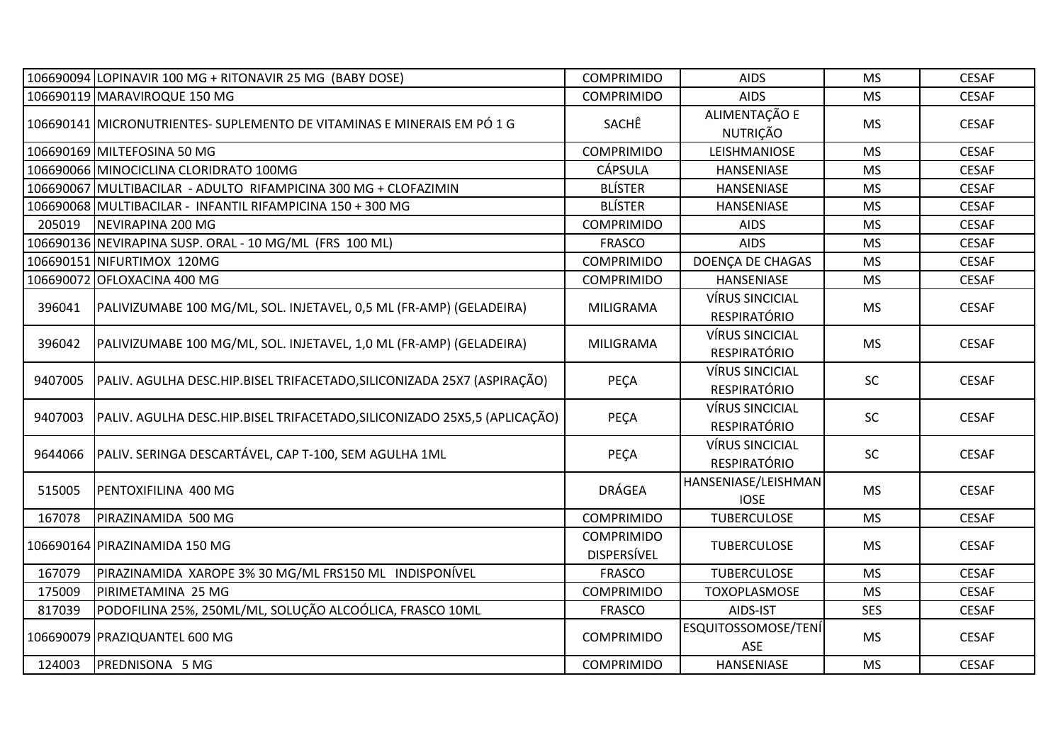| | | | | | |
|---|---|---|---|---|---|
| 106690094 | LOPINAVIR 100 MG + RITONAVIR 25 MG (BABY DOSE) | COMPRIMIDO | AIDS | MS | CESAF |
| 106690119 | MARAVIROQUE 150 MG | COMPRIMIDO | AIDS | MS | CESAF |
| 106690141 | MICRONUTRIENTES- SUPLEMENTO DE VITAMINAS E MINERAIS EM PÓ 1 G | SACHÊ | ALIMENTAÇÃO E NUTRIÇÃO | MS | CESAF |
| 106690169 | MILTEFOSINA 50 MG | COMPRIMIDO | LEISHMANIOSE | MS | CESAF |
| 106690066 | MINOCICLINA CLORIDRATO 100MG | CÁPSULA | HANSENIASE | MS | CESAF |
| 106690067 | MULTIBACILAR - ADULTO RIFAMPICINA 300 MG + CLOFAZIMIN | BLÍSTER | HANSENIASE | MS | CESAF |
| 106690068 | MULTIBACILAR - INFANTIL RIFAMPICINA 150 + 300 MG | BLÍSTER | HANSENIASE | MS | CESAF |
| 205019 | NEVIRAPINA 200 MG | COMPRIMIDO | AIDS | MS | CESAF |
| 106690136 | NEVIRAPINA SUSP. ORAL - 10 MG/ML (FRS 100 ML) | FRASCO | AIDS | MS | CESAF |
| 106690151 | NIFURTIMOX 120MG | COMPRIMIDO | DOENÇA DE CHAGAS | MS | CESAF |
| 106690072 | OFLOXACINA 400 MG | COMPRIMIDO | HANSENIASE | MS | CESAF |
| 396041 | PALIVIZUMABE 100 MG/ML, SOL. INJETAVEL, 0,5 ML (FR-AMP) (GELADEIRA) | MILIGRAMA | VÍRUS SINCICIAL RESPIRATÓRIO | MS | CESAF |
| 396042 | PALIVIZUMABE 100 MG/ML, SOL. INJETAVEL, 1,0 ML (FR-AMP) (GELADEIRA) | MILIGRAMA | VÍRUS SINCICIAL RESPIRATÓRIO | MS | CESAF |
| 9407005 | PALIV. AGULHA DESC.HIP.BISEL TRIFACETADO,SILICONIZADA 25X7 (ASPIRAÇÃO) | PEÇA | VÍRUS SINCICIAL RESPIRATÓRIO | SC | CESAF |
| 9407003 | PALIV. AGULHA DESC.HIP.BISEL TRIFACETADO,SILICONIZADO 25X5,5 (APLICAÇÃO) | PEÇA | VÍRUS SINCICIAL RESPIRATÓRIO | SC | CESAF |
| 9644066 | PALIV. SERINGA DESCARTÁVEL, CAP T-100, SEM AGULHA 1ML | PEÇA | VÍRUS SINCICIAL RESPIRATÓRIO | SC | CESAF |
| 515005 | PENTOXIFILINA 400 MG | DRÁGEA | HANSENIASE/LEISHMANIOSE | MS | CESAF |
| 167078 | PIRAZINAMIDA 500 MG | COMPRIMIDO | TUBERCULOSE | MS | CESAF |
| 106690164 | PIRAZINAMIDA 150 MG | COMPRIMIDO DISPERSÍVEL | TUBERCULOSE | MS | CESAF |
| 167079 | PIRAZINAMIDA XAROPE 3% 30 MG/ML FRS150 ML INDISPONÍVEL | FRASCO | TUBERCULOSE | MS | CESAF |
| 175009 | PIRIMETAMINA 25 MG | COMPRIMIDO | TOXOPLASMOSE | MS | CESAF |
| 817039 | PODOFILINA 25%, 250ML/ML, SOLUÇÃO ALCOÓLICA, FRASCO 10ML | FRASCO | AIDS-IST | SES | CESAF |
| 106690079 | PRAZIQUANTEL 600 MG | COMPRIMIDO | ESQUITOSSOMOSE/TENÍASE | MS | CESAF |
| 124003 | PREDNISONA 5 MG | COMPRIMIDO | HANSENIASE | MS | CESAF |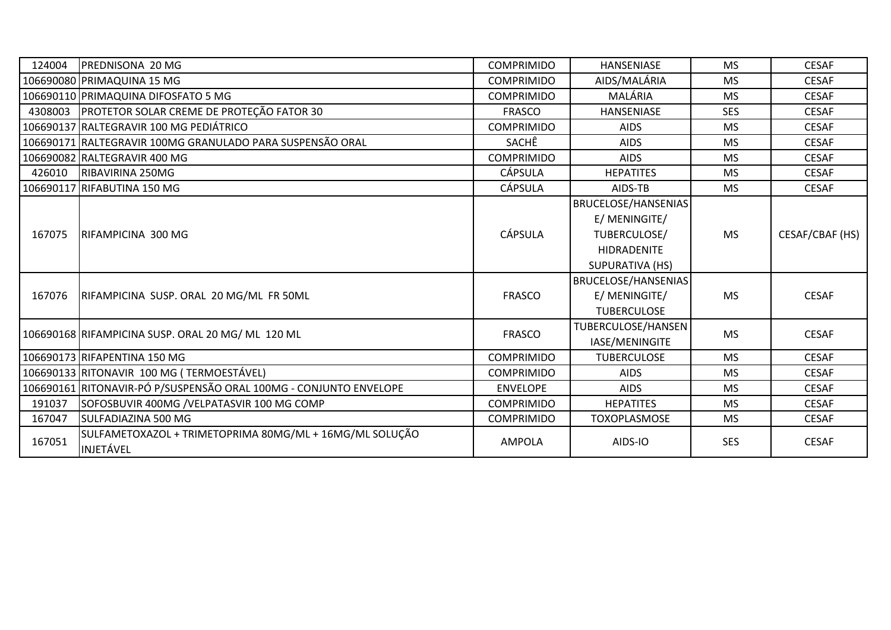| | | | | | |
|---|---|---|---|---|---|
| 124004 | PREDNISONA 20 MG | COMPRIMIDO | HANSENIASE | MS | CESAF |
| 106690080 | PRIMAQUINA 15 MG | COMPRIMIDO | AIDS/MALÁRIA | MS | CESAF |
| 106690110 | PRIMAQUINA DIFOSFATO 5 MG | COMPRIMIDO | MALÁRIA | MS | CESAF |
| 4308003 | PROTETOR SOLAR CREME DE PROTEÇÃO FATOR 30 | FRASCO | HANSENIASE | SES | CESAF |
| 106690137 | RALTEGRAVIR 100 MG PEDIÁTRICO | COMPRIMIDO | AIDS | MS | CESAF |
| 106690171 | RALTEGRAVIR 100MG GRANULADO PARA SUSPENSÃO ORAL | SACHÊ | AIDS | MS | CESAF |
| 106690082 | RALTEGRAVIR 400 MG | COMPRIMIDO | AIDS | MS | CESAF |
| 426010 | RIBAVIRINA 250MG | CÁPSULA | HEPATITES | MS | CESAF |
| 106690117 | RIFABUTINA 150 MG | CÁPSULA | AIDS-TB | MS | CESAF |
| 167075 | RIFAMPICINA 300 MG | CÁPSULA | BRUCELOSE/HANSENIASE/ MENINGITE/ TUBERCULOSE/ HIDRADENITE SUPURATIVA (HS) | MS | CESAF/CBAF (HS) |
| 167076 | RIFAMPICINA SUSP. ORAL 20 MG/ML FR 50ML | FRASCO | BRUCELOSE/HANSENIASE/ MENINGITE/ TUBERCULOSE | MS | CESAF |
| 106690168 | RIFAMPICINA SUSP. ORAL 20 MG/ ML 120 ML | FRASCO | TUBERCULOSE/HANSENIASE/MENINGITE | MS | CESAF |
| 106690173 | RIFAPENTINA 150 MG | COMPRIMIDO | TUBERCULOSE | MS | CESAF |
| 106690133 | RITONAVIR 100 MG ( TERMOESTÁVEL) | COMPRIMIDO | AIDS | MS | CESAF |
| 106690161 | RITONAVIR-PÓ P/SUSPENSÃO ORAL 100MG - CONJUNTO ENVELOPE | ENVELOPE | AIDS | MS | CESAF |
| 191037 | SOFOSBUVIR 400MG /VELPATASVIR 100 MG COMP | COMPRIMIDO | HEPATITES | MS | CESAF |
| 167047 | SULFADIAZINA 500 MG | COMPRIMIDO | TOXOPLASMOSE | MS | CESAF |
| 167051 | SULFAMETOXAZOL + TRIMETOPRIMA 80MG/ML + 16MG/ML SOLUÇÃO INJETÁVEL | AMPOLA | AIDS-IO | SES | CESAF |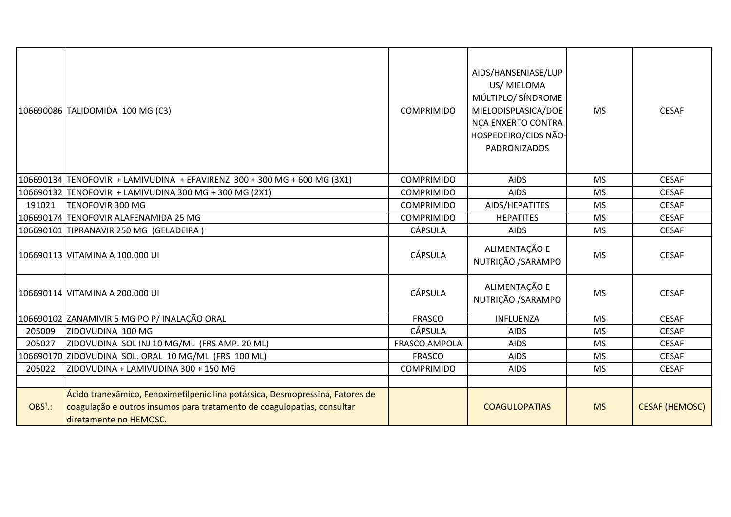|  |  |  |  |  |  |
|---|---|---|---|---|---|
| 106690086 | TALIDOMIDA 100 MG (C3) | COMPRIMIDO | AIDS/HANSENIASE/LUPUS/ MIELOMA MÚLTIPLO/ SÍNDROME MIELODISPLASICA/DOENÇA ENXERTO CONTRA HOSPEDEIRO/CIDS NÃO-PADRONIZADOS | MS | CESAF |
| 106690134 | TENOFOVIR + LAMIVUDINA + EFAVIRENZ 300 + 300 MG + 600 MG (3X1) | COMPRIMIDO | AIDS | MS | CESAF |
| 106690132 | TENOFOVIR + LAMIVUDINA 300 MG + 300 MG (2X1) | COMPRIMIDO | AIDS | MS | CESAF |
| 191021 | TENOFOVIR 300 MG | COMPRIMIDO | AIDS/HEPATITES | MS | CESAF |
| 106690174 | TENOFOVIR ALAFENAMIDA 25 MG | COMPRIMIDO | HEPATITES | MS | CESAF |
| 106690101 | TIPRANAVIR 250 MG (GELADEIRA ) | CÁPSULA | AIDS | MS | CESAF |
| 106690113 | VITAMINA A 100.000 UI | CÁPSULA | ALIMENTAÇÃO E NUTRIÇÃO /SARAMPO | MS | CESAF |
| 106690114 | VITAMINA A 200.000 UI | CÁPSULA | ALIMENTAÇÃO E NUTRIÇÃO /SARAMPO | MS | CESAF |
| 106690102 | ZANAMIVIR 5 MG PO P/ INALAÇÃO ORAL | FRASCO | INFLUENZA | MS | CESAF |
| 205009 | ZIDOVUDINA 100 MG | CÁPSULA | AIDS | MS | CESAF |
| 205027 | ZIDOVUDINA SOL INJ 10 MG/ML (FRS AMP. 20 ML) | FRASCO AMPOLA | AIDS | MS | CESAF |
| 106690170 | ZIDOVUDINA SOL. ORAL 10 MG/ML (FRS 100 ML) | FRASCO | AIDS | MS | CESAF |
| 205022 | ZIDOVUDINA + LAMIVUDINA 300 + 150 MG | COMPRIMIDO | AIDS | MS | CESAF |
|  |  |  |  |  |  |
| OBS[1].: | Ácido tranexâmico, Fenoximetilpenicilina potássica, Desmopressina, Fatores de coagulação e outros insumos para tratamento de coagulopatias, consultar diretamente no HEMOSC. |  | COAGULOPATIAS | MS | CESAF (HEMOSC) |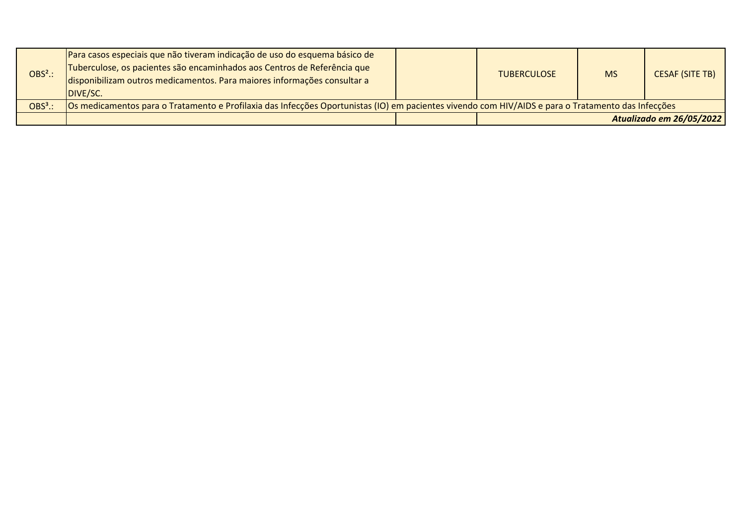| | | | | | |
|---|---|---|---|---|---|
| OBS².: | Para casos especiais que não tiveram indicação de uso do esquema básico de Tuberculose, os pacientes são encaminhados aos Centros de Referência que disponibilizam outros medicamentos. Para maiores informações consultar a DIVE/SC. | | TUBERCULOSE | MS | CESAF (SITE TB) |
| OBS³.: | Os medicamentos para o Tratamento e Profilaxia das Infecções Oportunistas (IO) em pacientes vivendo com HIV/AIDS e para o Tratamento das Infecções | | | | |
| | | | ***Atualizado em 26/05/2022*** | | |